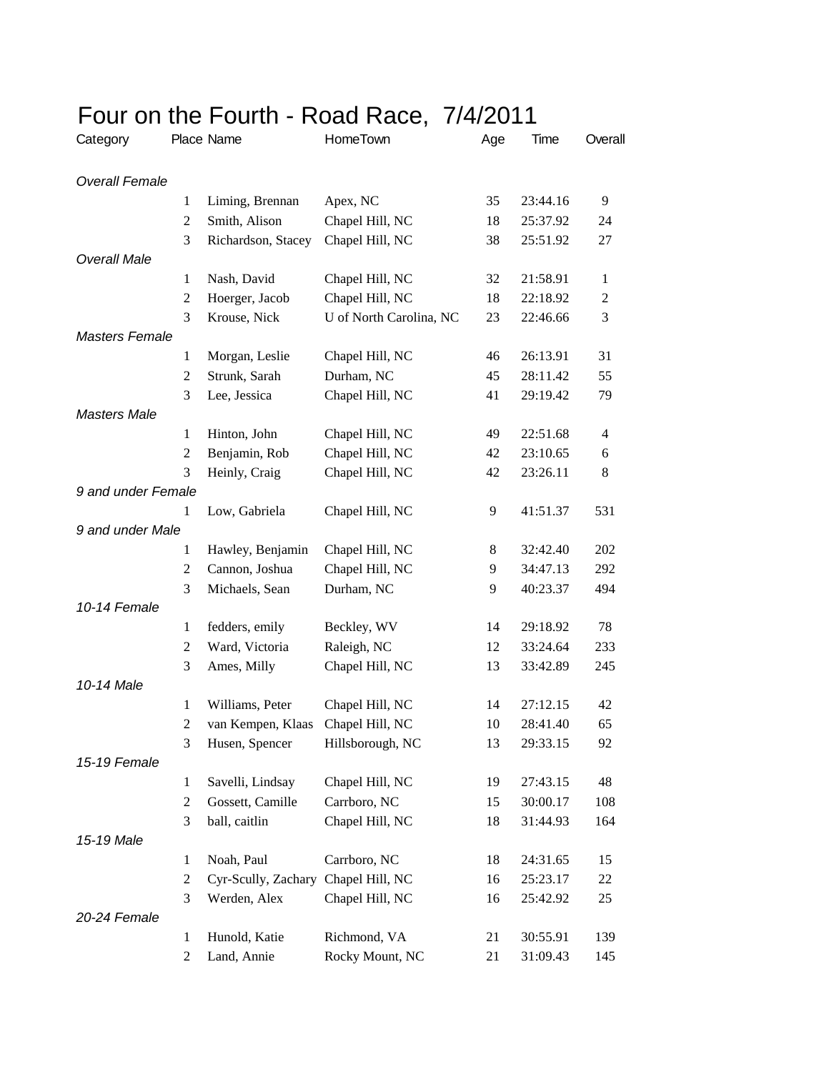# Four on the Fourth - Road Race, 7/4/2011

| Category | Place | Name | HomeTown | Age | Time | Overall |
|---|---|---|---|---|---|---|
| *Overall Female* | | | | | | |
| | 1 | Liming, Brennan | Apex, NC | 35 | 23:44.16 | 9 |
| | 2 | Smith, Alison | Chapel Hill, NC | 18 | 25:37.92 | 24 |
| | 3 | Richardson, Stacey | Chapel Hill, NC | 38 | 25:51.92 | 27 |
| *Overall Male* | | | | | | |
| | 1 | Nash, David | Chapel Hill, NC | 32 | 21:58.91 | 1 |
| | 2 | Hoerger, Jacob | Chapel Hill, NC | 18 | 22:18.92 | 2 |
| | 3 | Krouse, Nick | U of North Carolina, NC | 23 | 22:46.66 | 3 |
| *Masters Female* | | | | | | |
| | 1 | Morgan, Leslie | Chapel Hill, NC | 46 | 26:13.91 | 31 |
| | 2 | Strunk, Sarah | Durham, NC | 45 | 28:11.42 | 55 |
| | 3 | Lee, Jessica | Chapel Hill, NC | 41 | 29:19.42 | 79 |
| *Masters Male* | | | | | | |
| | 1 | Hinton, John | Chapel Hill, NC | 49 | 22:51.68 | 4 |
| | 2 | Benjamin, Rob | Chapel Hill, NC | 42 | 23:10.65 | 6 |
| | 3 | Heinly, Craig | Chapel Hill, NC | 42 | 23:26.11 | 8 |
| *9 and under Female* | | | | | | |
| | 1 | Low, Gabriela | Chapel Hill, NC | 9 | 41:51.37 | 531 |
| *9 and under Male* | | | | | | |
| | 1 | Hawley, Benjamin | Chapel Hill, NC | 8 | 32:42.40 | 202 |
| | 2 | Cannon, Joshua | Chapel Hill, NC | 9 | 34:47.13 | 292 |
| | 3 | Michaels, Sean | Durham, NC | 9 | 40:23.37 | 494 |
| *10-14 Female* | | | | | | |
| | 1 | fedders, emily | Beckley, WV | 14 | 29:18.92 | 78 |
| | 2 | Ward, Victoria | Raleigh, NC | 12 | 33:24.64 | 233 |
| | 3 | Ames, Milly | Chapel Hill, NC | 13 | 33:42.89 | 245 |
| *10-14 Male* | | | | | | |
| | 1 | Williams, Peter | Chapel Hill, NC | 14 | 27:12.15 | 42 |
| | 2 | van Kempen, Klaas | Chapel Hill, NC | 10 | 28:41.40 | 65 |
| | 3 | Husen, Spencer | Hillsborough, NC | 13 | 29:33.15 | 92 |
| *15-19 Female* | | | | | | |
| | 1 | Savelli, Lindsay | Chapel Hill, NC | 19 | 27:43.15 | 48 |
| | 2 | Gossett, Camille | Carrboro, NC | 15 | 30:00.17 | 108 |
| | 3 | ball, caitlin | Chapel Hill, NC | 18 | 31:44.93 | 164 |
| *15-19 Male* | | | | | | |
| | 1 | Noah, Paul | Carrboro, NC | 18 | 24:31.65 | 15 |
| | 2 | Cyr-Scully, Zachary | Chapel Hill, NC | 16 | 25:23.17 | 22 |
| | 3 | Werden, Alex | Chapel Hill, NC | 16 | 25:42.92 | 25 |
| *20-24 Female* | | | | | | |
| | 1 | Hunold, Katie | Richmond, VA | 21 | 30:55.91 | 139 |
| | 2 | Land, Annie | Rocky Mount, NC | 21 | 31:09.43 | 145 |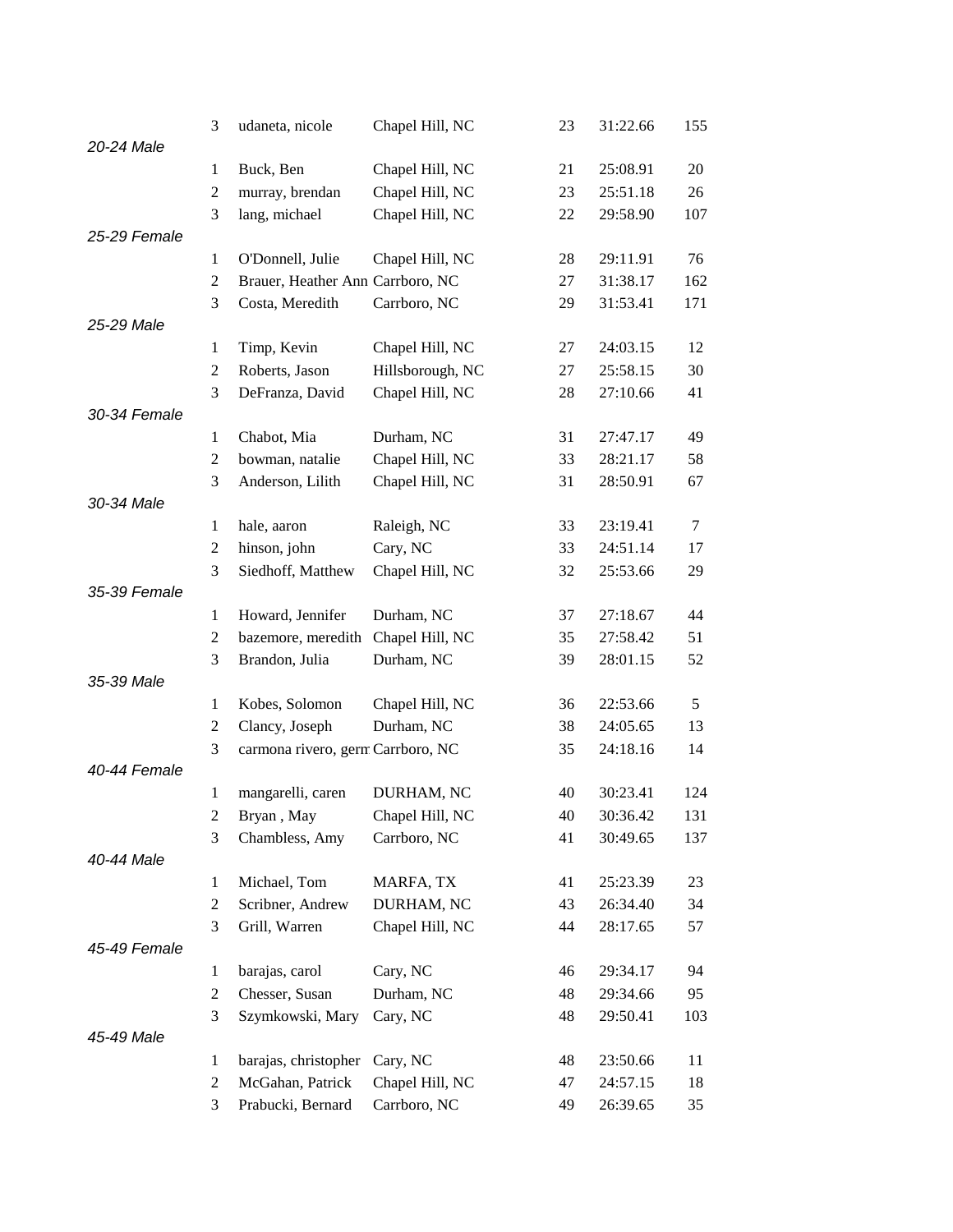| | Place | Name | City | Age | Time | Overall |
|---|---|---|---|---|---|---|
| | 3 | udaneta, nicole | Chapel Hill, NC | 23 | 31:22.66 | 155 |
| *20-24 Male* | | | | | | |
| | 1 | Buck, Ben | Chapel Hill, NC | 21 | 25:08.91 | 20 |
| | 2 | murray, brendan | Chapel Hill, NC | 23 | 25:51.18 | 26 |
| | 3 | lang, michael | Chapel Hill, NC | 22 | 29:58.90 | 107 |
| *25-29 Female* | | | | | | |
| | 1 | O'Donnell, Julie | Chapel Hill, NC | 28 | 29:11.91 | 76 |
| | 2 | Brauer, Heather Ann | Carrboro, NC | 27 | 31:38.17 | 162 |
| | 3 | Costa, Meredith | Carrboro, NC | 29 | 31:53.41 | 171 |
| *25-29 Male* | | | | | | |
| | 1 | Timp, Kevin | Chapel Hill, NC | 27 | 24:03.15 | 12 |
| | 2 | Roberts, Jason | Hillsborough, NC | 27 | 25:58.15 | 30 |
| | 3 | DeFranza, David | Chapel Hill, NC | 28 | 27:10.66 | 41 |
| *30-34 Female* | | | | | | |
| | 1 | Chabot, Mia | Durham, NC | 31 | 27:47.17 | 49 |
| | 2 | bowman, natalie | Chapel Hill, NC | 33 | 28:21.17 | 58 |
| | 3 | Anderson, Lilith | Chapel Hill, NC | 31 | 28:50.91 | 67 |
| *30-34 Male* | | | | | | |
| | 1 | hale, aaron | Raleigh, NC | 33 | 23:19.41 | 7 |
| | 2 | hinson, john | Cary, NC | 33 | 24:51.14 | 17 |
| | 3 | Siedhoff, Matthew | Chapel Hill, NC | 32 | 25:53.66 | 29 |
| *35-39 Female* | | | | | | |
| | 1 | Howard, Jennifer | Durham, NC | 37 | 27:18.67 | 44 |
| | 2 | bazemore, meredith | Chapel Hill, NC | 35 | 27:58.42 | 51 |
| | 3 | Brandon, Julia | Durham, NC | 39 | 28:01.15 | 52 |
| *35-39 Male* | | | | | | |
| | 1 | Kobes, Solomon | Chapel Hill, NC | 36 | 22:53.66 | 5 |
| | 2 | Clancy, Joseph | Durham, NC | 38 | 24:05.65 | 13 |
| | 3 | carmona rivero, germ | Carrboro, NC | 35 | 24:18.16 | 14 |
| *40-44 Female* | | | | | | |
| | 1 | mangarelli, caren | DURHAM, NC | 40 | 30:23.41 | 124 |
| | 2 | Bryan , May | Chapel Hill, NC | 40 | 30:36.42 | 131 |
| | 3 | Chambless, Amy | Carrboro, NC | 41 | 30:49.65 | 137 |
| *40-44 Male* | | | | | | |
| | 1 | Michael, Tom | MARFA, TX | 41 | 25:23.39 | 23 |
| | 2 | Scribner, Andrew | DURHAM, NC | 43 | 26:34.40 | 34 |
| | 3 | Grill, Warren | Chapel Hill, NC | 44 | 28:17.65 | 57 |
| *45-49 Female* | | | | | | |
| | 1 | barajas, carol | Cary, NC | 46 | 29:34.17 | 94 |
| | 2 | Chesser, Susan | Durham, NC | 48 | 29:34.66 | 95 |
| | 3 | Szymkowski, Mary | Cary, NC | 48 | 29:50.41 | 103 |
| *45-49 Male* | | | | | | |
| | 1 | barajas, christopher | Cary, NC | 48 | 23:50.66 | 11 |
| | 2 | McGahan, Patrick | Chapel Hill, NC | 47 | 24:57.15 | 18 |
| | 3 | Prabucki, Bernard | Carrboro, NC | 49 | 26:39.65 | 35 |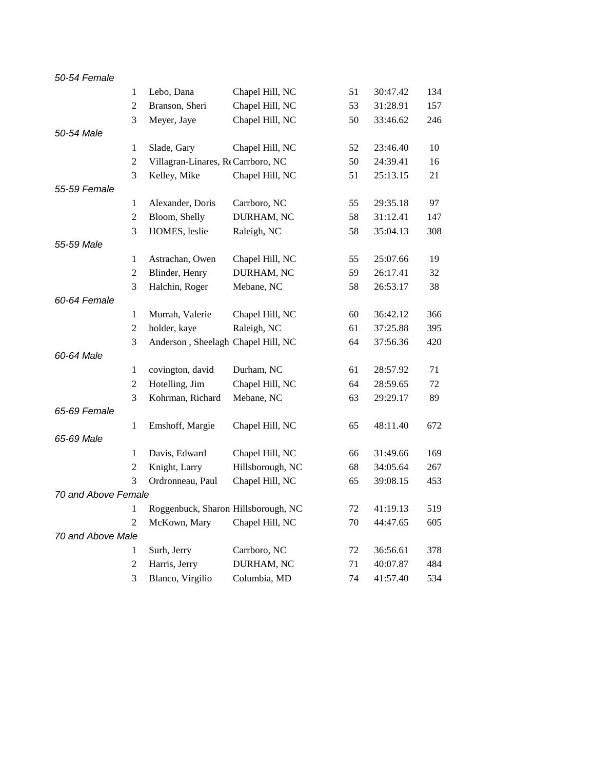*50-54 Female*

| | | | | | |
|---|---|---|---|---|---|
| 1 | Lebo, Dana | Chapel Hill, NC | 51 | 30:47.42 | 134 |
| 2 | Branson, Sheri | Chapel Hill, NC | 53 | 31:28.91 | 157 |
| 3 | Meyer, Jaye | Chapel Hill, NC | 50 | 33:46.62 | 246 |

*50-54 Male*

| | | | | | |
|---|---|---|---|---|---|
| 1 | Slade, Gary | Chapel Hill, NC | 52 | 23:46.40 | 10 |
| 2 | Villagran-Linares, Re | Carrboro, NC | 50 | 24:39.41 | 16 |
| 3 | Kelley, Mike | Chapel Hill, NC | 51 | 25:13.15 | 21 |

*55-59 Female*

| | | | | | |
|---|---|---|---|---|---|
| 1 | Alexander, Doris | Carrboro, NC | 55 | 29:35.18 | 97 |
| 2 | Bloom, Shelly | DURHAM, NC | 58 | 31:12.41 | 147 |
| 3 | HOMES, leslie | Raleigh, NC | 58 | 35:04.13 | 308 |

*55-59 Male*

| | | | | | |
|---|---|---|---|---|---|
| 1 | Astrachan, Owen | Chapel Hill, NC | 55 | 25:07.66 | 19 |
| 2 | Blinder, Henry | DURHAM, NC | 59 | 26:17.41 | 32 |
| 3 | Halchin, Roger | Mebane, NC | 58 | 26:53.17 | 38 |

*60-64 Female*

| | | | | | |
|---|---|---|---|---|---|
| 1 | Murrah, Valerie | Chapel Hill, NC | 60 | 36:42.12 | 366 |
| 2 | holder, kaye | Raleigh, NC | 61 | 37:25.88 | 395 |
| 3 | Anderson , Sheelagh | Chapel Hill, NC | 64 | 37:56.36 | 420 |

*60-64 Male*

| | | | | | |
|---|---|---|---|---|---|
| 1 | covington, david | Durham, NC | 61 | 28:57.92 | 71 |
| 2 | Hotelling, Jim | Chapel Hill, NC | 64 | 28:59.65 | 72 |
| 3 | Kohrman, Richard | Mebane, NC | 63 | 29:29.17 | 89 |

*65-69 Female*

| | | | | | |
|---|---|---|---|---|---|
| 1 | Emshoff, Margie | Chapel Hill, NC | 65 | 48:11.40 | 672 |

*65-69 Male*

| | | | | | |
|---|---|---|---|---|---|
| 1 | Davis, Edward | Chapel Hill, NC | 66 | 31:49.66 | 169 |
| 2 | Knight, Larry | Hillsborough, NC | 68 | 34:05.64 | 267 |
| 3 | Ordronneau, Paul | Chapel Hill, NC | 65 | 39:08.15 | 453 |

*70 and Above Female*

| | | | | | |
|---|---|---|---|---|---|
| 1 | Roggenbuck, Sharon | Hillsborough, NC | 72 | 41:19.13 | 519 |
| 2 | McKown, Mary | Chapel Hill, NC | 70 | 44:47.65 | 605 |

*70 and Above Male*

| | | | | | |
|---|---|---|---|---|---|
| 1 | Surh, Jerry | Carrboro, NC | 72 | 36:56.61 | 378 |
| 2 | Harris, Jerry | DURHAM, NC | 71 | 40:07.87 | 484 |
| 3 | Blanco, Virgilio | Columbia, MD | 74 | 41:57.40 | 534 |